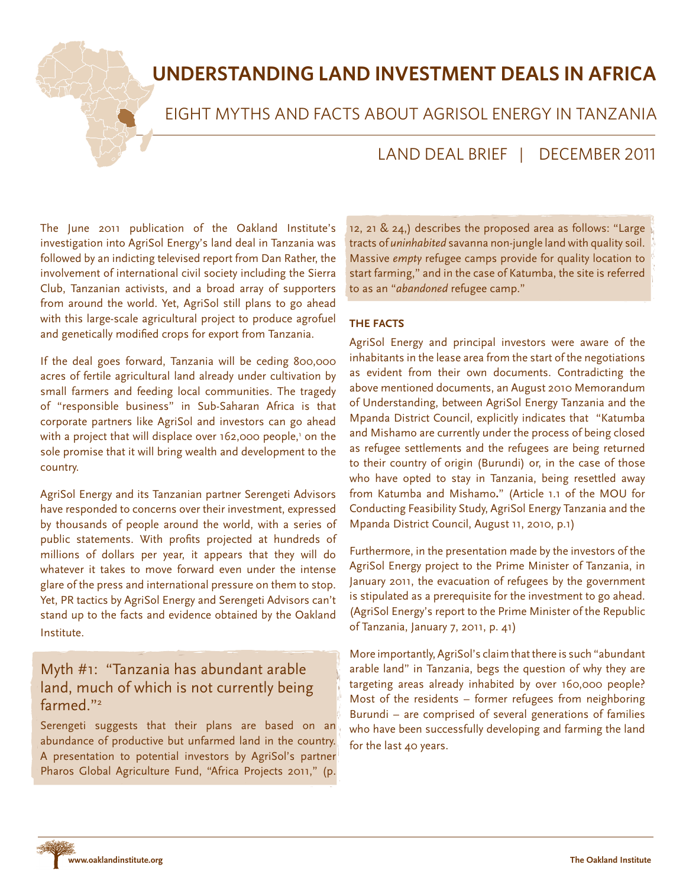# UNDERSTANDING LAND INVESTMENT DEALS IN AFRICA

## EIGHT MYTHS AND FACTS ABOUT AGRISOL ENERGY IN TANZANIA

LAND DEAL BRIEF | DECEMBER 2011

The June 2011 publication of the Oakland Institute's investigation into AgriSol Energy's land deal in Tanzania was followed by an indicting televised report from Dan Rather, the involvement of international civil society including the Sierra Club, Tanzanian activists, and a broad array of supporters from around the world. Yet, AgriSol still plans to go ahead with this large-scale agricultural project to produce agrofuel and genetically modified crops for export from Tanzania.

If the deal goes forward, Tanzania will be ceding 800,000 acres of fertile agricultural land already under cultivation by small farmers and feeding local communities. The tragedy of "responsible business" in Sub-Saharan Africa is that corporate partners like AgriSol and investors can go ahead with a project that will displace over 162,000 people,[1] on the sole promise that it will bring wealth and development to the country.

AgriSol Energy and its Tanzanian partner Serengeti Advisors have responded to concerns over their investment, expressed by thousands of people around the world, with a series of public statements. With profits projected at hundreds of millions of dollars per year, it appears that they will do whatever it takes to move forward even under the intense glare of the press and international pressure on them to stop. Yet, PR tactics by AgriSol Energy and Serengeti Advisors can't stand up to the facts and evidence obtained by the Oakland Institute.

## Myth #1: "Tanzania has abundant arable land, much of which is not currently being farmed."[2]

Serengeti suggests that their plans are based on an abundance of productive but unfarmed land in the country. A presentation to potential investors by AgriSol's partner Pharos Global Agriculture Fund, "Africa Projects 2011," (p. 12, 21 & 24,) describes the proposed area as follows: "Large tracts of *uninhabited* savanna non-jungle land with quality soil. Massive *empty* refugee camps provide for quality location to start farming," and in the case of Katumba, the site is referred to as an "*abandoned* refugee camp."

### THE FACTS

AgriSol Energy and principal investors were aware of the inhabitants in the lease area from the start of the negotiations as evident from their own documents. Contradicting the above mentioned documents, an August 2010 Memorandum of Understanding, between AgriSol Energy Tanzania and the Mpanda District Council, explicitly indicates that "Katumba and Mishamo are currently under the process of being closed as refugee settlements and the refugees are being returned to their country of origin (Burundi) or, in the case of those who have opted to stay in Tanzania, being resettled away from Katumba and Mishamo**.**" (Article 1.1 of the MOU for Conducting Feasibility Study, AgriSol Energy Tanzania and the Mpanda District Council, August 11, 2010, p.1)

Furthermore, in the presentation made by the investors of the AgriSol Energy project to the Prime Minister of Tanzania, in January 2011, the evacuation of refugees by the government is stipulated as a prerequisite for the investment to go ahead. (AgriSol Energy's report to the Prime Minister of the Republic of Tanzania, January 7, 2011, p. 41)

More importantly, AgriSol's claim that there is such "abundant arable land" in Tanzania, begs the question of why they are targeting areas already inhabited by over 160,000 people? Most of the residents – former refugees from neighboring Burundi – are comprised of several generations of families who have been successfully developing and farming the land for the last 40 years.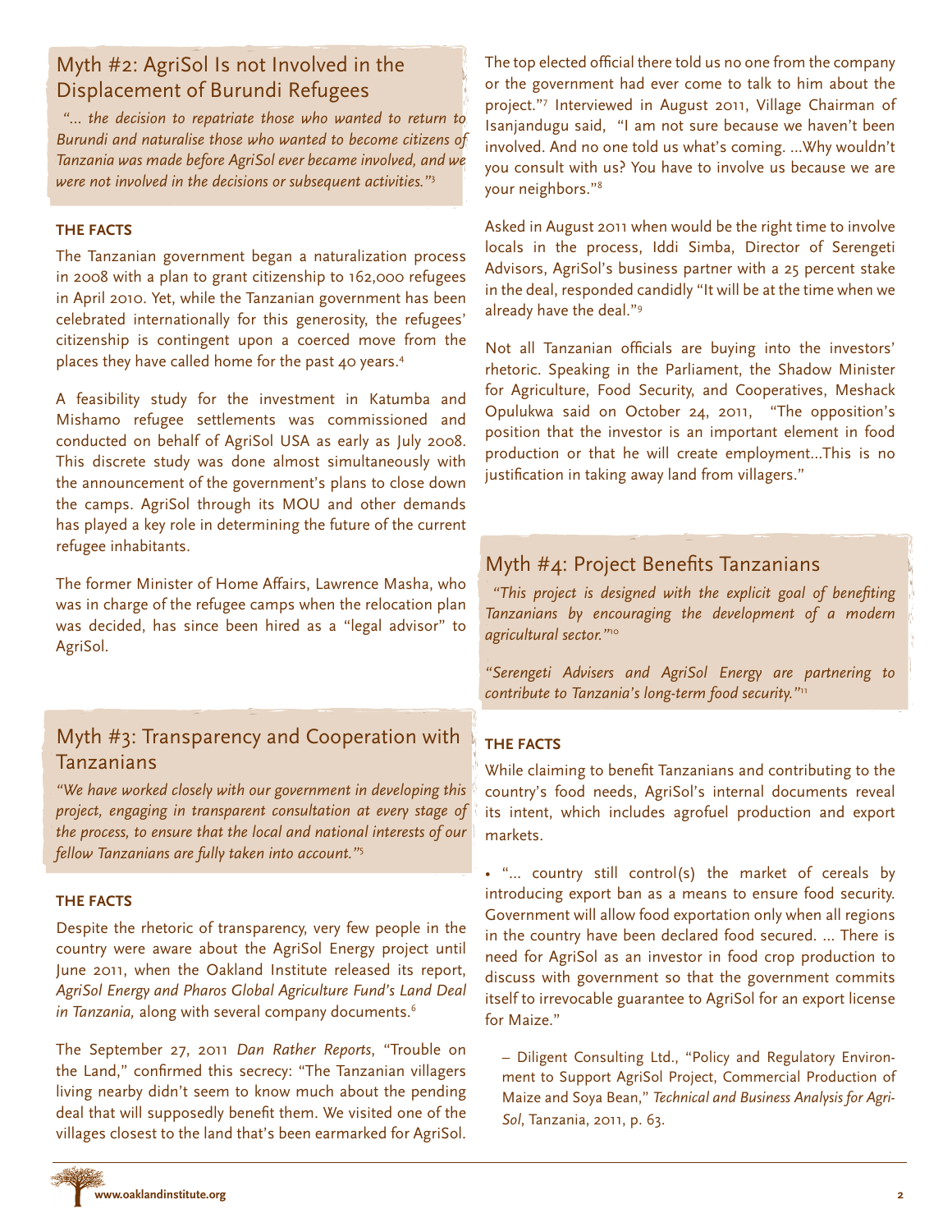## Myth #2: AgriSol Is not Involved in the Displacement of Burundi Refugees

*"… the decision to repatriate those who wanted to return to Burundi and naturalise those who wanted to become citizens of Tanzania was made before AgriSol ever became involved, and we were not involved in the decisions or subsequent activities."*[3]

**THE FACTS**

The Tanzanian government began a naturalization process in 2008 with a plan to grant citizenship to 162,000 refugees in April 2010. Yet, while the Tanzanian government has been celebrated internationally for this generosity, the refugees' citizenship is contingent upon a coerced move from the places they have called home for the past 40 years.[4]

A feasibility study for the investment in Katumba and Mishamo refugee settlements was commissioned and conducted on behalf of AgriSol USA as early as July 2008. This discrete study was done almost simultaneously with the announcement of the government's plans to close down the camps. AgriSol through its MOU and other demands has played a key role in determining the future of the current refugee inhabitants.

The former Minister of Home Affairs, Lawrence Masha, who was in charge of the refugee camps when the relocation plan was decided, has since been hired as a "legal advisor" to AgriSol.

## Myth #3: Transparency and Cooperation with Tanzanians

*"We have worked closely with our government in developing this project, engaging in transparent consultation at every stage of the process, to ensure that the local and national interests of our fellow Tanzanians are fully taken into account."*[5]

**THE FACTS**

Despite the rhetoric of transparency, very few people in the country were aware about the AgriSol Energy project until June 2011, when the Oakland Institute released its report, *AgriSol Energy and Pharos Global Agriculture Fund's Land Deal in Tanzania,* along with several company documents.[6]

The September 27, 2011 *Dan Rather Reports*, "Trouble on the Land," confirmed this secrecy: "The Tanzanian villagers living nearby didn't seem to know much about the pending deal that will supposedly benefit them. We visited one of the villages closest to the land that's been earmarked for AgriSol. The top elected official there told us no one from the company or the government had ever come to talk to him about the project."[7] Interviewed in August 2011, Village Chairman of Isanjandugu said, "I am not sure because we haven't been involved. And no one told us what's coming. …Why wouldn't you consult with us? You have to involve us because we are your neighbors."[8]

Asked in August 2011 when would be the right time to involve locals in the process, Iddi Simba, Director of Serengeti Advisors, AgriSol's business partner with a 25 percent stake in the deal, responded candidly "It will be at the time when we already have the deal."[9]

Not all Tanzanian officials are buying into the investors' rhetoric. Speaking in the Parliament, the Shadow Minister for Agriculture, Food Security, and Cooperatives, Meshack Opulukwa said on October 24, 2011, "The opposition's position that the investor is an important element in food production or that he will create employment…This is no justification in taking away land from villagers."

## Myth #4: Project Benefits Tanzanians

*"This project is designed with the explicit goal of benefiting Tanzanians by encouraging the development of a modern agricultural sector."*[10]

*"Serengeti Advisers and AgriSol Energy are partnering to contribute to Tanzania's long-term food security."*[11]

**THE FACTS**

While claiming to benefit Tanzanians and contributing to the country's food needs, AgriSol's internal documents reveal its intent, which includes agrofuel production and export markets.

- "… country still control(s) the market of cereals by introducing export ban as a means to ensure food security. Government will allow food exportation only when all regions in the country have been declared food secured. … There is need for AgriSol as an investor in food crop production to discuss with government so that the government commits itself to irrevocable guarantee to AgriSol for an export license for Maize."

  – Diligent Consulting Ltd., "Policy and Regulatory Environment to Support AgriSol Project, Commercial Production of Maize and Soya Bean," *Technical and Business Analysis for Agri-Sol*, Tanzania, 2011, p. 63.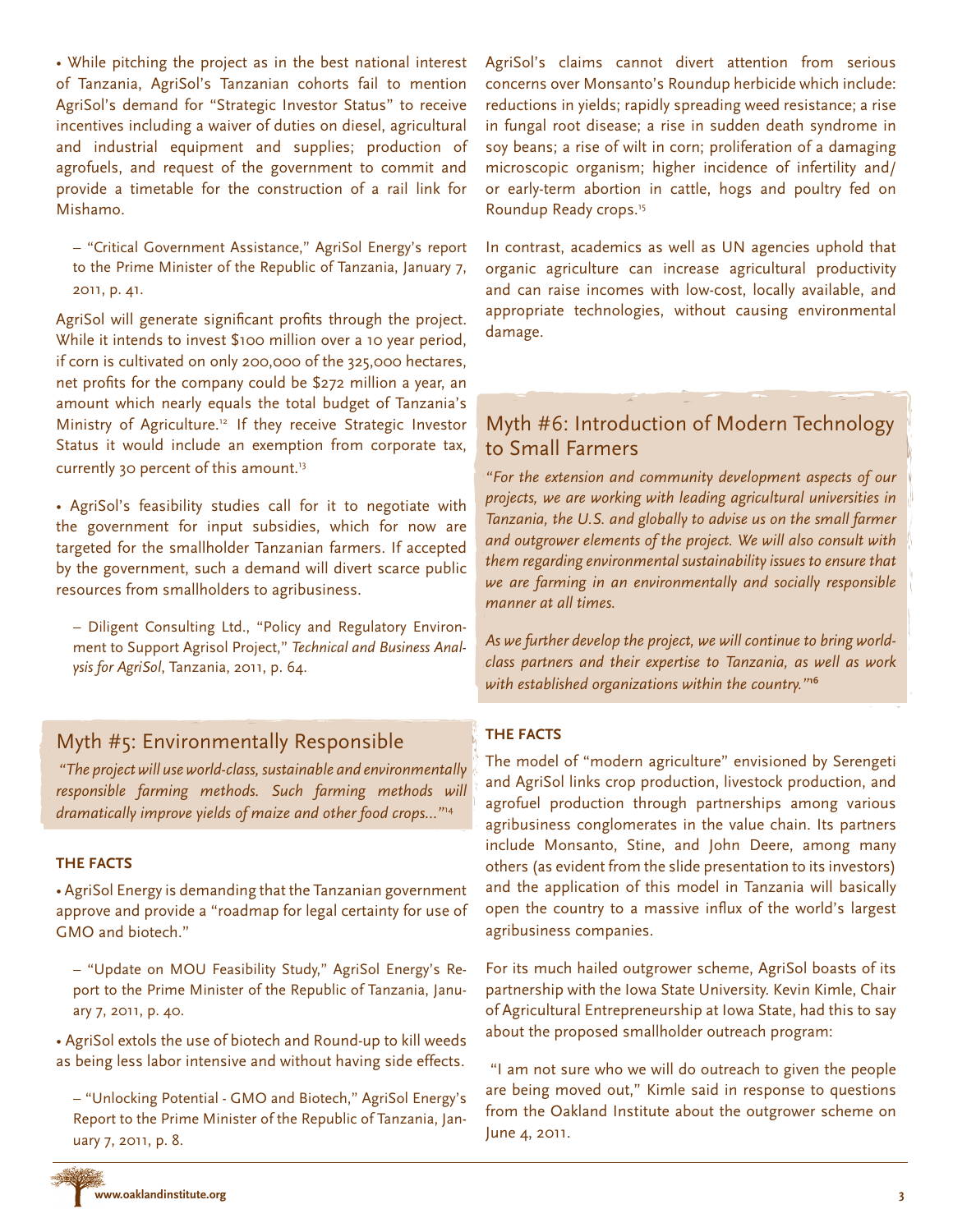• While pitching the project as in the best national interest of Tanzania, AgriSol's Tanzanian cohorts fail to mention AgriSol's demand for "Strategic Investor Status" to receive incentives including a waiver of duties on diesel, agricultural and industrial equipment and supplies; production of agrofuels, and request of the government to commit and provide a timetable for the construction of a rail link for Mishamo.

> – "Critical Government Assistance," AgriSol Energy's report to the Prime Minister of the Republic of Tanzania, January 7, 2011, p. 41.

AgriSol will generate significant profits through the project. While it intends to invest $100 million over a 10 year period, if corn is cultivated on only 200,000 of the 325,000 hectares, net profits for the company could be $272 million a year, an amount which nearly equals the total budget of Tanzania's Ministry of Agriculture.[12] If they receive Strategic Investor Status it would include an exemption from corporate tax, currently 30 percent of this amount.[13]

• AgriSol's feasibility studies call for it to negotiate with the government for input subsidies, which for now are targeted for the smallholder Tanzanian farmers. If accepted by the government, such a demand will divert scarce public resources from smallholders to agribusiness.

> – Diligent Consulting Ltd., "Policy and Regulatory Environment to Support Agrisol Project," *Technical and Business Analysis for AgriSol*, Tanzania, 2011, p. 64.

## Myth #5: Environmentally Responsible

*"The project will use world-class, sustainable and environmentally responsible farming methods. Such farming methods will dramatically improve yields of maize and other food crops..."*[14]

**THE FACTS**

• AgriSol Energy is demanding that the Tanzanian government approve and provide a "roadmap for legal certainty for use of GMO and biotech."

> – "Update on MOU Feasibility Study," AgriSol Energy's Report to the Prime Minister of the Republic of Tanzania, January 7, 2011, p. 40.

• AgriSol extols the use of biotech and Round-up to kill weeds as being less labor intensive and without having side effects.

> – "Unlocking Potential - GMO and Biotech," AgriSol Energy's Report to the Prime Minister of the Republic of Tanzania, January 7, 2011, p. 8.

AgriSol's claims cannot divert attention from serious concerns over Monsanto's Roundup herbicide which include: reductions in yields; rapidly spreading weed resistance; a rise in fungal root disease; a rise in sudden death syndrome in soy beans; a rise of wilt in corn; proliferation of a damaging microscopic organism; higher incidence of infertility and/or early-term abortion in cattle, hogs and poultry fed on Roundup Ready crops.[15]

In contrast, academics as well as UN agencies uphold that organic agriculture can increase agricultural productivity and can raise incomes with low-cost, locally available, and appropriate technologies, without causing environmental damage.

## Myth #6: Introduction of Modern Technology to Small Farmers

*"For the extension and community development aspects of our projects, we are working with leading agricultural universities in Tanzania, the U.S. and globally to advise us on the small farmer and outgrower elements of the project. We will also consult with them regarding environmental sustainability issues to ensure that we are farming in an environmentally and socially responsible manner at all times.*

*As we further develop the project, we will continue to bring world-class partners and their expertise to Tanzania, as well as work with established organizations within the country."*[16]

**THE FACTS**

The model of "modern agriculture" envisioned by Serengeti and AgriSol links crop production, livestock production, and agrofuel production through partnerships among various agribusiness conglomerates in the value chain. Its partners include Monsanto, Stine, and John Deere, among many others (as evident from the slide presentation to its investors) and the application of this model in Tanzania will basically open the country to a massive influx of the world's largest agribusiness companies.

For its much hailed outgrower scheme, AgriSol boasts of its partnership with the Iowa State University. Kevin Kimle, Chair of Agricultural Entrepreneurship at Iowa State, had this to say about the proposed smallholder outreach program:

"I am not sure who we will do outreach to given the people are being moved out," Kimle said in response to questions from the Oakland Institute about the outgrower scheme on June 4, 2011.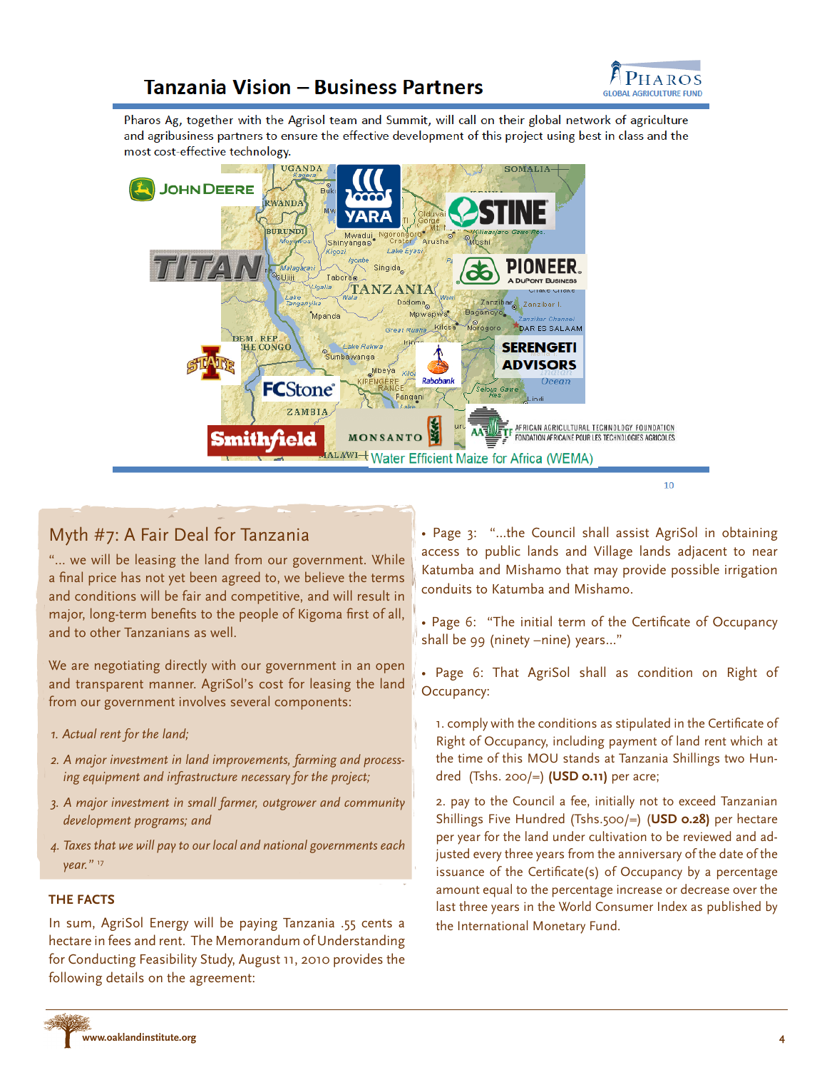## Tanzania Vision – Business Partners

Pharos Ag, together with the Agrisol team and Summit, will call on their global network of agriculture and agribusiness partners to ensure the effective development of this project using best in class and the most cost-effective technology.

JOHN DEERE

YARA

STINE

TITAN

PIONEER. A DUPONT BUSINESS

SERENGETI ADVISORS

STATE

FCStone

Rabobank

Smithfield

MONSANTO

AATF AFRICAN AGRICULTURAL TECHNOLOGY FOUNDATION FONDATION AFRICAINE POUR LES TECHNOLOGIES AGRICOLES

Water Efficient Maize for Africa (WEMA)

10

## Myth #7: A Fair Deal for Tanzania

"... we will be leasing the land from our government. While a final price has not yet been agreed to, we believe the terms and conditions will be fair and competitive, and will result in major, long-term benefits to the people of Kigoma first of all, and to other Tanzanians as well.

We are negotiating directly with our government in an open and transparent manner. AgriSol's cost for leasing the land from our government involves several components:

1. *Actual rent for the land;*
2. *A major investment in land improvements, farming and processing equipment and infrastructure necessary for the project;*
3. *A major investment in small farmer, outgrower and community development programs; and*
4. *Taxes that we will pay to our local and national governments each year."* [17]

### THE FACTS

In sum, AgriSol Energy will be paying Tanzania .55 cents a hectare in fees and rent. The Memorandum of Understanding for Conducting Feasibility Study, August 11, 2010 provides the following details on the agreement:

- Page 3: "...the Council shall assist AgriSol in obtaining access to public lands and Village lands adjacent to near Katumba and Mishamo that may provide possible irrigation conduits to Katumba and Mishamo.
- Page 6: "The initial term of the Certificate of Occupancy shall be 99 (ninety –nine) years..."
- Page 6: That AgriSol shall as condition on Right of Occupancy:

  1. comply with the conditions as stipulated in the Certificate of Right of Occupancy, including payment of land rent which at the time of this MOU stands at Tanzania Shillings two Hundred (Tshs. 200/=) **(USD 0.11)** per acre;

  2. pay to the Council a fee, initially not to exceed Tanzanian Shillings Five Hundred (Tshs.500/=) (**USD 0.28)** per hectare per year for the land under cultivation to be reviewed and adjusted every three years from the anniversary of the date of the issuance of the Certificate(s) of Occupancy by a percentage amount equal to the percentage increase or decrease over the last three years in the World Consumer Index as published by the International Monetary Fund.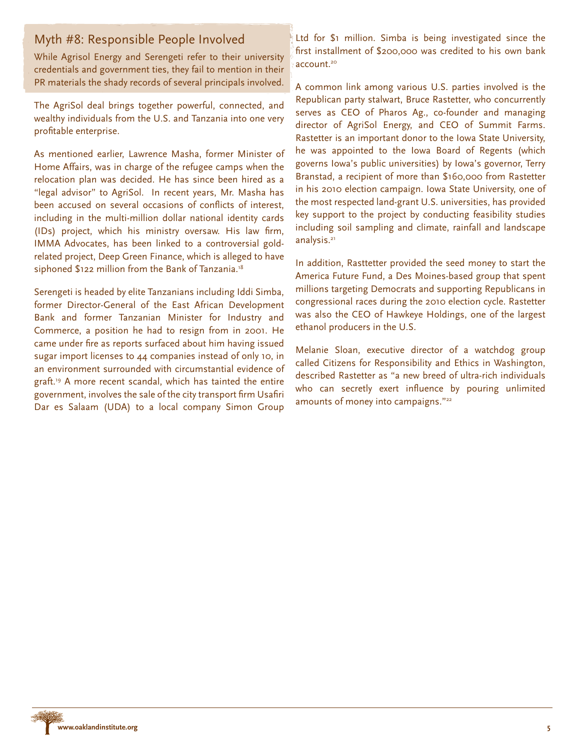## Myth #8: Responsible People Involved

While Agrisol Energy and Serengeti refer to their university credentials and government ties, they fail to mention in their PR materials the shady records of several principals involved.

The AgriSol deal brings together powerful, connected, and wealthy individuals from the U.S. and Tanzania into one very profitable enterprise.

As mentioned earlier, Lawrence Masha, former Minister of Home Affairs, was in charge of the refugee camps when the relocation plan was decided. He has since been hired as a "legal advisor" to AgriSol. In recent years, Mr. Masha has been accused on several occasions of conflicts of interest, including in the multi-million dollar national identity cards (IDs) project, which his ministry oversaw. His law firm, IMMA Advocates, has been linked to a controversial gold-related project, Deep Green Finance, which is alleged to have siphoned $122 million from the Bank of Tanzania.[18]

Serengeti is headed by elite Tanzanians including Iddi Simba, former Director-General of the East African Development Bank and former Tanzanian Minister for Industry and Commerce, a position he had to resign from in 2001. He came under fire as reports surfaced about him having issued sugar import licenses to 44 companies instead of only 10, in an environment surrounded with circumstantial evidence of graft.[19] A more recent scandal, which has tainted the entire government, involves the sale of the city transport firm Usafiri Dar es Salaam (UDA) to a local company Simon Group Ltd for $1 million. Simba is being investigated since the first installment of $200,000 was credited to his own bank account.[20]

A common link among various U.S. parties involved is the Republican party stalwart, Bruce Rastetter, who concurrently serves as CEO of Pharos Ag., co-founder and managing director of AgriSol Energy, and CEO of Summit Farms. Rastetter is an important donor to the Iowa State University, he was appointed to the Iowa Board of Regents (which governs Iowa's public universities) by Iowa's governor, Terry Branstad, a recipient of more than $160,000 from Rastetter in his 2010 election campaign. Iowa State University, one of the most respected land-grant U.S. universities, has provided key support to the project by conducting feasibility studies including soil sampling and climate, rainfall and landscape analysis.[21]

In addition, Rasttetter provided the seed money to start the America Future Fund, a Des Moines-based group that spent millions targeting Democrats and supporting Republicans in congressional races during the 2010 election cycle. Rastetter was also the CEO of Hawkeye Holdings, one of the largest ethanol producers in the U.S.

Melanie Sloan, executive director of a watchdog group called Citizens for Responsibility and Ethics in Washington, described Rastetter as "a new breed of ultra-rich individuals who can secretly exert influence by pouring unlimited amounts of money into campaigns."[22]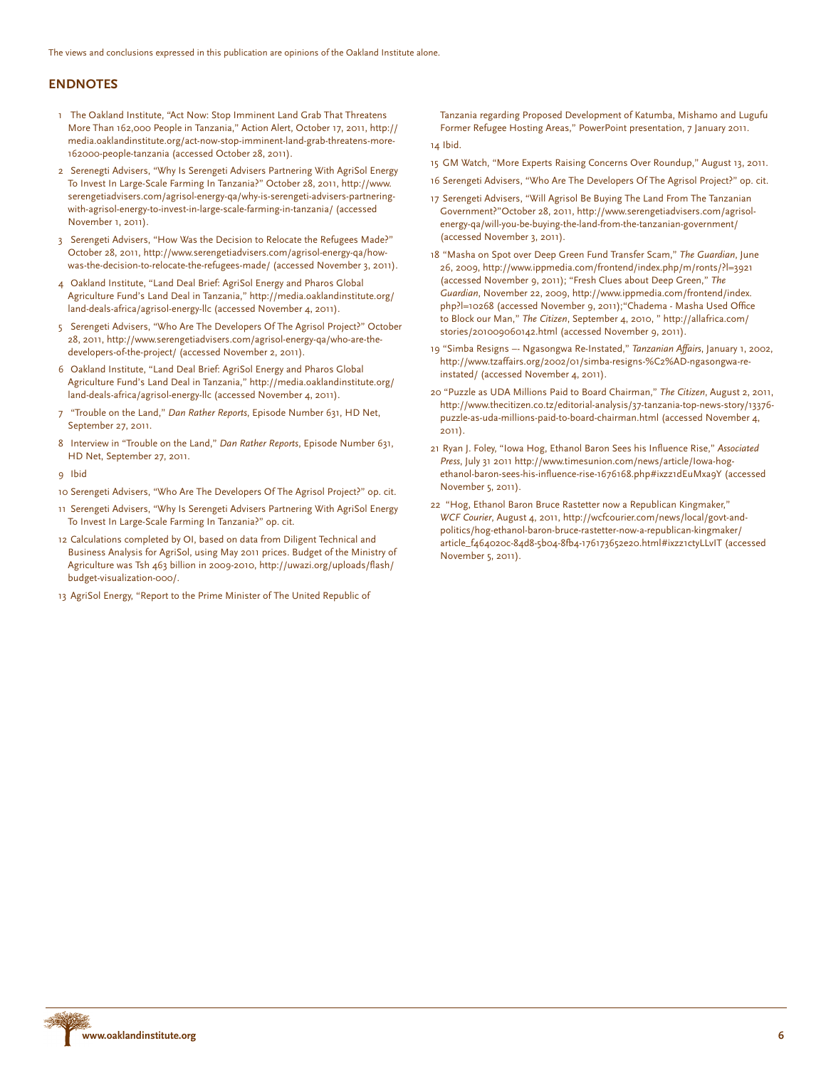The views and conclusions expressed in this publication are opinions of the Oakland Institute alone.

## ENDNOTES

1 The Oakland Institute, "Act Now: Stop Imminent Land Grab That Threatens More Than 162,000 People in Tanzania," Action Alert, October 17, 2011, http://media.oaklandinstitute.org/act-now-stop-imminent-land-grab-threatens-more-162000-people-tanzania (accessed October 28, 2011).

2 Serenegti Advisers, "Why Is Serengeti Advisers Partnering With AgriSol Energy To Invest In Large-Scale Farming In Tanzania?" October 28, 2011, http://www.serengetiadvisers.com/agrisol-energy-qa/why-is-serengeti-advisers-partnering-with-agrisol-energy-to-invest-in-large-scale-farming-in-tanzania/ (accessed November 1, 2011).

3 Serengeti Advisers, "How Was the Decision to Relocate the Refugees Made?" October 28, 2011, http://www.serengetiadvisers.com/agrisol-energy-qa/how-was-the-decision-to-relocate-the-refugees-made/ (accessed November 3, 2011).

4 Oakland Institute, "Land Deal Brief: AgriSol Energy and Pharos Global Agriculture Fund's Land Deal in Tanzania," http://media.oaklandinstitute.org/land-deals-africa/agrisol-energy-llc (accessed November 4, 2011).

5 Serengeti Advisers, "Who Are The Developers Of The Agrisol Project?" October 28, 2011, http://www.serengetiadvisers.com/agrisol-energy-qa/who-are-the-developers-of-the-project/ (accessed November 2, 2011).

6 Oakland Institute, "Land Deal Brief: AgriSol Energy and Pharos Global Agriculture Fund's Land Deal in Tanzania," http://media.oaklandinstitute.org/land-deals-africa/agrisol-energy-llc (accessed November 4, 2011).

7 "Trouble on the Land," *Dan Rather Reports*, Episode Number 631, HD Net, September 27, 2011.

8 Interview in "Trouble on the Land," *Dan Rather Reports*, Episode Number 631, HD Net, September 27, 2011.

9 Ibid

10 Serengeti Advisers, "Who Are The Developers Of The Agrisol Project?" op. cit.

11 Serengeti Advisers, "Why Is Serengeti Advisers Partnering With AgriSol Energy To Invest In Large-Scale Farming In Tanzania?" op. cit.

12 Calculations completed by OI, based on data from Diligent Technical and Business Analysis for AgriSol, using May 2011 prices. Budget of the Ministry of Agriculture was Tsh 463 billion in 2009-2010, http://uwazi.org/uploads/flash/budget-visualization-000/.

13 AgriSol Energy, "Report to the Prime Minister of The United Republic of Tanzania regarding Proposed Development of Katumba, Mishamo and Lugufu Former Refugee Hosting Areas," PowerPoint presentation, 7 January 2011.

14 Ibid.

15 GM Watch, "More Experts Raising Concerns Over Roundup," August 13, 2011.

16 Serengeti Advisers, "Who Are The Developers Of The Agrisol Project?" op. cit.

17 Serengeti Advisers, "Will Agrisol Be Buying The Land From The Tanzanian Government?"October 28, 2011, http://www.serengetiadvisers.com/agrisol-energy-qa/will-you-be-buying-the-land-from-the-tanzanian-government/ (accessed November 3, 2011).

18 "Masha on Spot over Deep Green Fund Transfer Scam," *The Guardian*, June 26, 2009, http://www.ippmedia.com/frontend/index.php/m/ronts/?l=3921 (accessed November 9, 2011); "Fresh Clues about Deep Green," *The Guardian*, November 22, 2009, http://www.ippmedia.com/frontend/index.php?l=10268 (accessed November 9, 2011);"Chadema - Masha Used Office to Block our Man," *The Citizen*, September 4, 2010, " http://allafrica.com/stories/201009060142.html (accessed November 9, 2011).

19 "Simba Resigns –- Ngasongwa Re-Instated," *Tanzanian Affairs*, January 1, 2002, http://www.tzaffairs.org/2002/01/simba-resigns-%C2%AD-ngasongwa-re-instated/ (accessed November 4, 2011).

20 "Puzzle as UDA Millions Paid to Board Chairman," *The Citizen*, August 2, 2011, http://www.thecitizen.co.tz/editorial-analysis/37-tanzania-top-news-story/13376-puzzle-as-uda-millions-paid-to-board-chairman.html (accessed November 4, 2011).

21 Ryan J. Foley, "Iowa Hog, Ethanol Baron Sees his Influence Rise," *Associated Press*, July 31 2011 http://www.timesunion.com/news/article/Iowa-hog-ethanol-baron-sees-his-influence-rise-1676168.php#ixzz1dEuMxa9Y (accessed November 5, 2011).

22 "Hog, Ethanol Baron Bruce Rastetter now a Republican Kingmaker," *WCF Courier*, August 4, 2011, http://wcfcourier.com/news/local/govt-and-politics/hog-ethanol-baron-bruce-rastetter-now-a-republican-kingmaker/article_f464020c-84d8-5b04-8fb4-176173652e20.html#ixzz1ctyLLvIT (accessed November 5, 2011).

www.oaklandinstitute.org